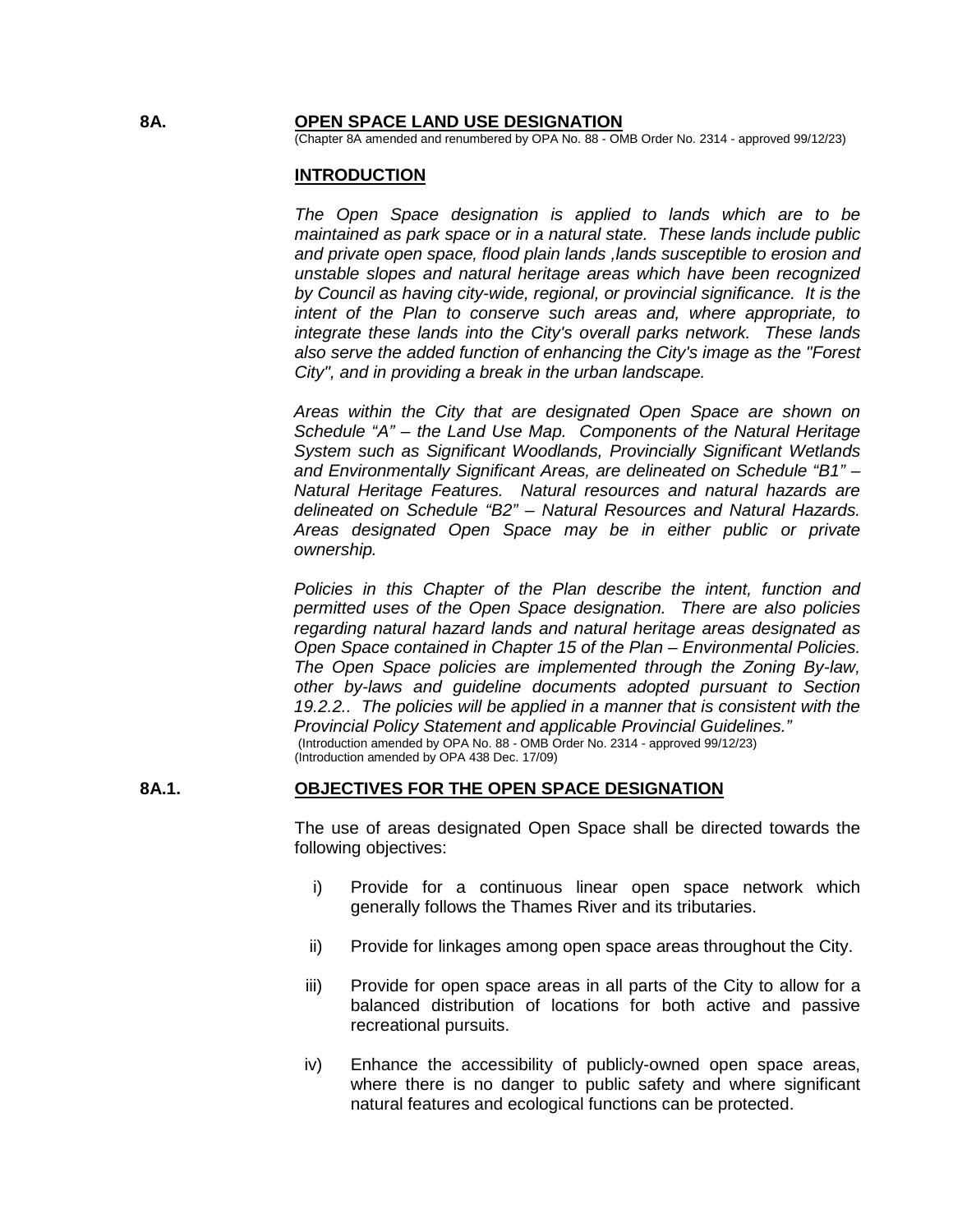# 8A. OPEN SPACE LAND USE DESIGNATION

(Chapter 8A amended and renumbered by OPA No. 88 - OMB Order No. 2314 - approved 99/12/23)

## INTRODUCTION

*The Open Space designation is applied to lands which are to be maintained as park space or in a natural state. These lands include public and private open space, flood plain lands ,lands susceptible to erosion and unstable slopes and natural heritage areas which have been recognized by Council as having city-wide, regional, or provincial significance. It is the intent of the Plan to conserve such areas and, where appropriate, to integrate these lands into the City's overall parks network. These lands also serve the added function of enhancing the City's image as the "Forest City", and in providing a break in the urban landscape.*

*Areas within the City that are designated Open Space are shown on Schedule "A" – the Land Use Map. Components of the Natural Heritage System such as Significant Woodlands, Provincially Significant Wetlands and Environmentally Significant Areas, are delineated on Schedule "B1" – Natural Heritage Features. Natural resources and natural hazards are delineated on Schedule "B2" – Natural Resources and Natural Hazards. Areas designated Open Space may be in either public or private ownership.*

*Policies in this Chapter of the Plan describe the intent, function and permitted uses of the Open Space designation. There are also policies regarding natural hazard lands and natural heritage areas designated as Open Space contained in Chapter 15 of the Plan – Environmental Policies. The Open Space policies are implemented through the Zoning By-law, other by-laws and guideline documents adopted pursuant to Section 19.2.2.. The policies will be applied in a manner that is consistent with the Provincial Policy Statement and applicable Provincial Guidelines."*

(Introduction amended by OPA No. 88 - OMB Order No. 2314 - approved 99/12/23)
(Introduction amended by OPA 438 Dec. 17/09)

## 8A.1. OBJECTIVES FOR THE OPEN SPACE DESIGNATION

The use of areas designated Open Space shall be directed towards the following objectives:

i) Provide for a continuous linear open space network which generally follows the Thames River and its tributaries.

ii) Provide for linkages among open space areas throughout the City.

iii) Provide for open space areas in all parts of the City to allow for a balanced distribution of locations for both active and passive recreational pursuits.

iv) Enhance the accessibility of publicly-owned open space areas, where there is no danger to public safety and where significant natural features and ecological functions can be protected.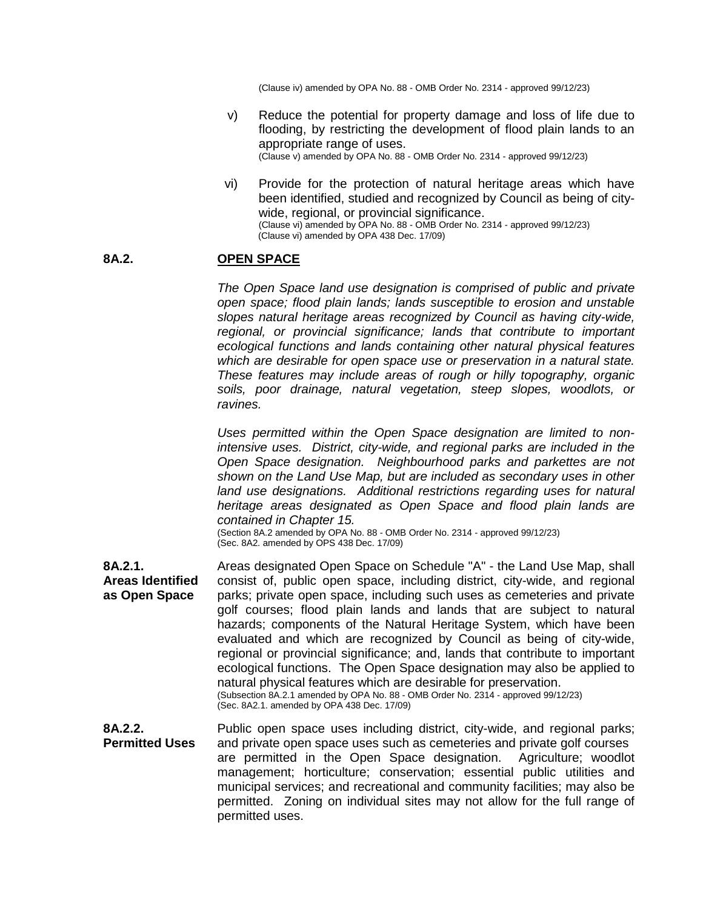(Clause iv) amended by OPA No. 88 - OMB Order No. 2314 - approved 99/12/23)

v) Reduce the potential for property damage and loss of life due to flooding, by restricting the development of flood plain lands to an appropriate range of uses.
(Clause v) amended by OPA No. 88 - OMB Order No. 2314 - approved 99/12/23)

vi) Provide for the protection of natural heritage areas which have been identified, studied and recognized by Council as being of city-wide, regional, or provincial significance.
(Clause vi) amended by OPA No. 88 - OMB Order No. 2314 - approved 99/12/23)
(Clause vi) amended by OPA 438 Dec. 17/09)

## 8A.2. OPEN SPACE

*The Open Space land use designation is comprised of public and private open space; flood plain lands; lands susceptible to erosion and unstable slopes natural heritage areas recognized by Council as having city-wide, regional, or provincial significance; lands that contribute to important ecological functions and lands containing other natural physical features which are desirable for open space use or preservation in a natural state. These features may include areas of rough or hilly topography, organic soils, poor drainage, natural vegetation, steep slopes, woodlots, or ravines.*

*Uses permitted within the Open Space designation are limited to non-intensive uses. District, city-wide, and regional parks are included in the Open Space designation. Neighbourhood parks and parkettes are not shown on the Land Use Map, but are included as secondary uses in other land use designations. Additional restrictions regarding uses for natural heritage areas designated as Open Space and flood plain lands are contained in Chapter 15.*
(Section 8A.2 amended by OPA No. 88 - OMB Order No. 2314 - approved 99/12/23)
(Sec. 8A2. amended by OPS 438 Dec. 17/09)

**8A.2.1. Areas Identified as Open Space**

Areas designated Open Space on Schedule "A" - the Land Use Map, shall consist of, public open space, including district, city-wide, and regional parks; private open space, including such uses as cemeteries and private golf courses; flood plain lands and lands that are subject to natural hazards; components of the Natural Heritage System, which have been evaluated and which are recognized by Council as being of city-wide, regional or provincial significance; and, lands that contribute to important ecological functions. The Open Space designation may also be applied to natural physical features which are desirable for preservation.
(Subsection 8A.2.1 amended by OPA No. 88 - OMB Order No. 2314 - approved 99/12/23)
(Sec. 8A2.1. amended by OPA 438 Dec. 17/09)

**8A.2.2. Permitted Uses**

Public open space uses including district, city-wide, and regional parks; and private open space uses such as cemeteries and private golf courses are permitted in the Open Space designation. Agriculture; woodlot management; horticulture; conservation; essential public utilities and municipal services; and recreational and community facilities; may also be permitted. Zoning on individual sites may not allow for the full range of permitted uses.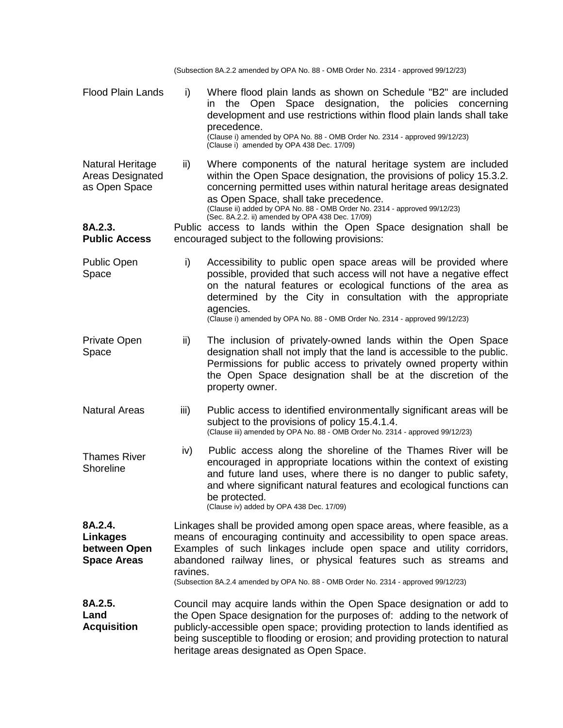(Subsection 8A.2.2 amended by OPA No. 88 - OMB Order No. 2314 - approved 99/12/23)

**Flood Plain Lands**

i) Where flood plain lands as shown on Schedule "B2" are included in the Open Space designation, the policies concerning development and use restrictions within flood plain lands shall take precedence.
(Clause i) amended by OPA No. 88 - OMB Order No. 2314 - approved 99/12/23)
(Clause i) amended by OPA 438 Dec. 17/09)

**Natural Heritage Areas Designated as Open Space**

ii) Where components of the natural heritage system are included within the Open Space designation, the provisions of policy 15.3.2. concerning permitted uses within natural heritage areas designated as Open Space, shall take precedence.
(Clause ii) added by OPA No. 88 - OMB Order No. 2314 - approved 99/12/23)
(Sec. 8A.2.2. ii) amended by OPA 438 Dec. 17/09)

### 8A.2.3. Public Access

Public access to lands within the Open Space designation shall be encouraged subject to the following provisions:

**Public Open Space**

i) Accessibility to public open space areas will be provided where possible, provided that such access will not have a negative effect on the natural features or ecological functions of the area as determined by the City in consultation with the appropriate agencies.
(Clause i) amended by OPA No. 88 - OMB Order No. 2314 - approved 99/12/23)

**Private Open Space**

ii) The inclusion of privately-owned lands within the Open Space designation shall not imply that the land is accessible to the public. Permissions for public access to privately owned property within the Open Space designation shall be at the discretion of the property owner.

**Natural Areas**

iii) Public access to identified environmentally significant areas will be subject to the provisions of policy 15.4.1.4.
(Clause iii) amended by OPA No. 88 - OMB Order No. 2314 - approved 99/12/23)

**Thames River Shoreline**

iv) Public access along the shoreline of the Thames River will be encouraged in appropriate locations within the context of existing and future land uses, where there is no danger to public safety, and where significant natural features and ecological functions can be protected.
(Clause iv) added by OPA 438 Dec. 17/09)

### 8A.2.4. Linkages between Open Space Areas

Linkages shall be provided among open space areas, where feasible, as a means of encouraging continuity and accessibility to open space areas. Examples of such linkages include open space and utility corridors, abandoned railway lines, or physical features such as streams and ravines.
(Subsection 8A.2.4 amended by OPA No. 88 - OMB Order No. 2314 - approved 99/12/23)

### 8A.2.5. Land Acquisition

Council may acquire lands within the Open Space designation or add to the Open Space designation for the purposes of: adding to the network of publicly-accessible open space; providing protection to lands identified as being susceptible to flooding or erosion; and providing protection to natural heritage areas designated as Open Space.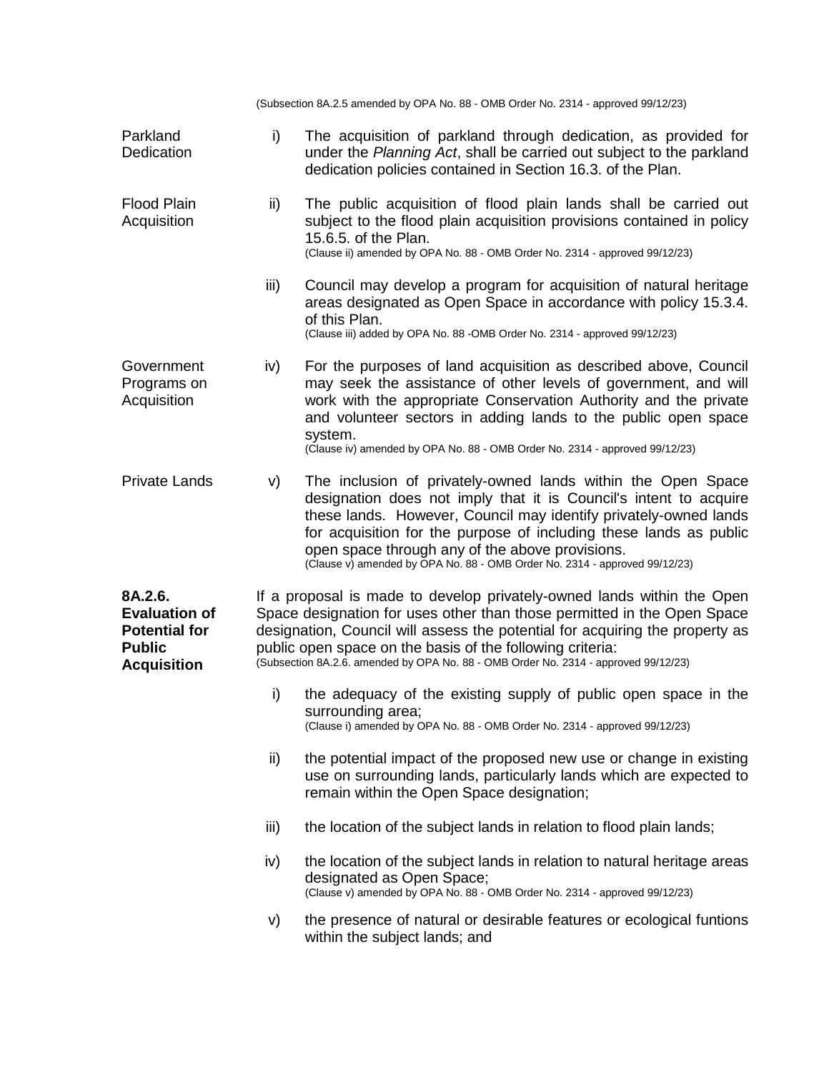(Subsection 8A.2.5 amended by OPA No. 88 - OMB Order No. 2314 - approved 99/12/23)

Parkland Dedication

i) The acquisition of parkland through dedication, as provided for under the *Planning Act*, shall be carried out subject to the parkland dedication policies contained in Section 16.3. of the Plan.

Flood Plain Acquisition

ii) The public acquisition of flood plain lands shall be carried out subject to the flood plain acquisition provisions contained in policy 15.6.5. of the Plan.
(Clause ii) amended by OPA No. 88 - OMB Order No. 2314 - approved 99/12/23)

iii) Council may develop a program for acquisition of natural heritage areas designated as Open Space in accordance with policy 15.3.4. of this Plan.
(Clause iii) added by OPA No. 88 -OMB Order No. 2314 - approved 99/12/23)

Government Programs on Acquisition

iv) For the purposes of land acquisition as described above, Council may seek the assistance of other levels of government, and will work with the appropriate Conservation Authority and the private and volunteer sectors in adding lands to the public open space system.
(Clause iv) amended by OPA No. 88 - OMB Order No. 2314 - approved 99/12/23)

Private Lands

v) The inclusion of privately-owned lands within the Open Space designation does not imply that it is Council's intent to acquire these lands. However, Council may identify privately-owned lands for acquisition for the purpose of including these lands as public open space through any of the above provisions.
(Clause v) amended by OPA No. 88 - OMB Order No. 2314 - approved 99/12/23)

**8A.2.6. Evaluation of Potential for Public Acquisition**

If a proposal is made to develop privately-owned lands within the Open Space designation for uses other than those permitted in the Open Space designation, Council will assess the potential for acquiring the property as public open space on the basis of the following criteria:
(Subsection 8A.2.6. amended by OPA No. 88 - OMB Order No. 2314 - approved 99/12/23)

i) the adequacy of the existing supply of public open space in the surrounding area;
(Clause i) amended by OPA No. 88 - OMB Order No. 2314 - approved 99/12/23)

ii) the potential impact of the proposed new use or change in existing use on surrounding lands, particularly lands which are expected to remain within the Open Space designation;

iii) the location of the subject lands in relation to flood plain lands;

iv) the location of the subject lands in relation to natural heritage areas designated as Open Space;
(Clause v) amended by OPA No. 88 - OMB Order No. 2314 - approved 99/12/23)

v) the presence of natural or desirable features or ecological funtions within the subject lands; and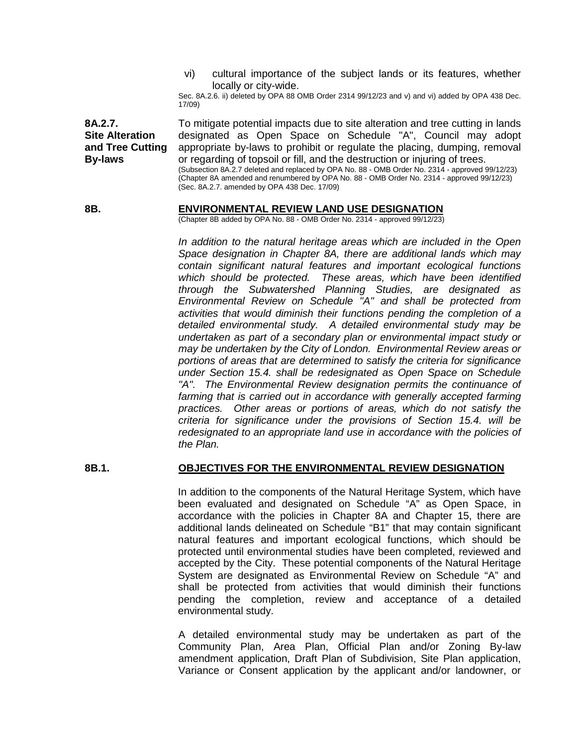vi) cultural importance of the subject lands or its features, whether locally or city-wide.

Sec. 8A.2.6. ii) deleted by OPA 88 OMB Order 2314 99/12/23 and v) and vi) added by OPA 438 Dec. 17/09)

**8A.2.7. Site Alteration and Tree Cutting By-laws**

To mitigate potential impacts due to site alteration and tree cutting in lands designated as Open Space on Schedule "A", Council may adopt appropriate by-laws to prohibit or regulate the placing, dumping, removal or regarding of topsoil or fill, and the destruction or injuring of trees.

(Subsection 8A.2.7 deleted and replaced by OPA No. 88 - OMB Order No. 2314 - approved 99/12/23)
(Chapter 8A amended and renumbered by OPA No. 88 - OMB Order No. 2314 - approved 99/12/23)
(Sec. 8A.2.7. amended by OPA 438 Dec. 17/09)

## 8B. ENVIRONMENTAL REVIEW LAND USE DESIGNATION

(Chapter 8B added by OPA No. 88 - OMB Order No. 2314 - approved 99/12/23)

*In addition to the natural heritage areas which are included in the Open Space designation in Chapter 8A, there are additional lands which may contain significant natural features and important ecological functions which should be protected. These areas, which have been identified through the Subwatershed Planning Studies, are designated as Environmental Review on Schedule "A" and shall be protected from activities that would diminish their functions pending the completion of a detailed environmental study. A detailed environmental study may be undertaken as part of a secondary plan or environmental impact study or may be undertaken by the City of London. Environmental Review areas or portions of areas that are determined to satisfy the criteria for significance under Section 15.4. shall be redesignated as Open Space on Schedule "A". The Environmental Review designation permits the continuance of farming that is carried out in accordance with generally accepted farming practices. Other areas or portions of areas, which do not satisfy the criteria for significance under the provisions of Section 15.4. will be redesignated to an appropriate land use in accordance with the policies of the Plan.*

### 8B.1. OBJECTIVES FOR THE ENVIRONMENTAL REVIEW DESIGNATION

In addition to the components of the Natural Heritage System, which have been evaluated and designated on Schedule "A" as Open Space, in accordance with the policies in Chapter 8A and Chapter 15, there are additional lands delineated on Schedule "B1" that may contain significant natural features and important ecological functions, which should be protected until environmental studies have been completed, reviewed and accepted by the City. These potential components of the Natural Heritage System are designated as Environmental Review on Schedule "A" and shall be protected from activities that would diminish their functions pending the completion, review and acceptance of a detailed environmental study.

A detailed environmental study may be undertaken as part of the Community Plan, Area Plan, Official Plan and/or Zoning By-law amendment application, Draft Plan of Subdivision, Site Plan application, Variance or Consent application by the applicant and/or landowner, or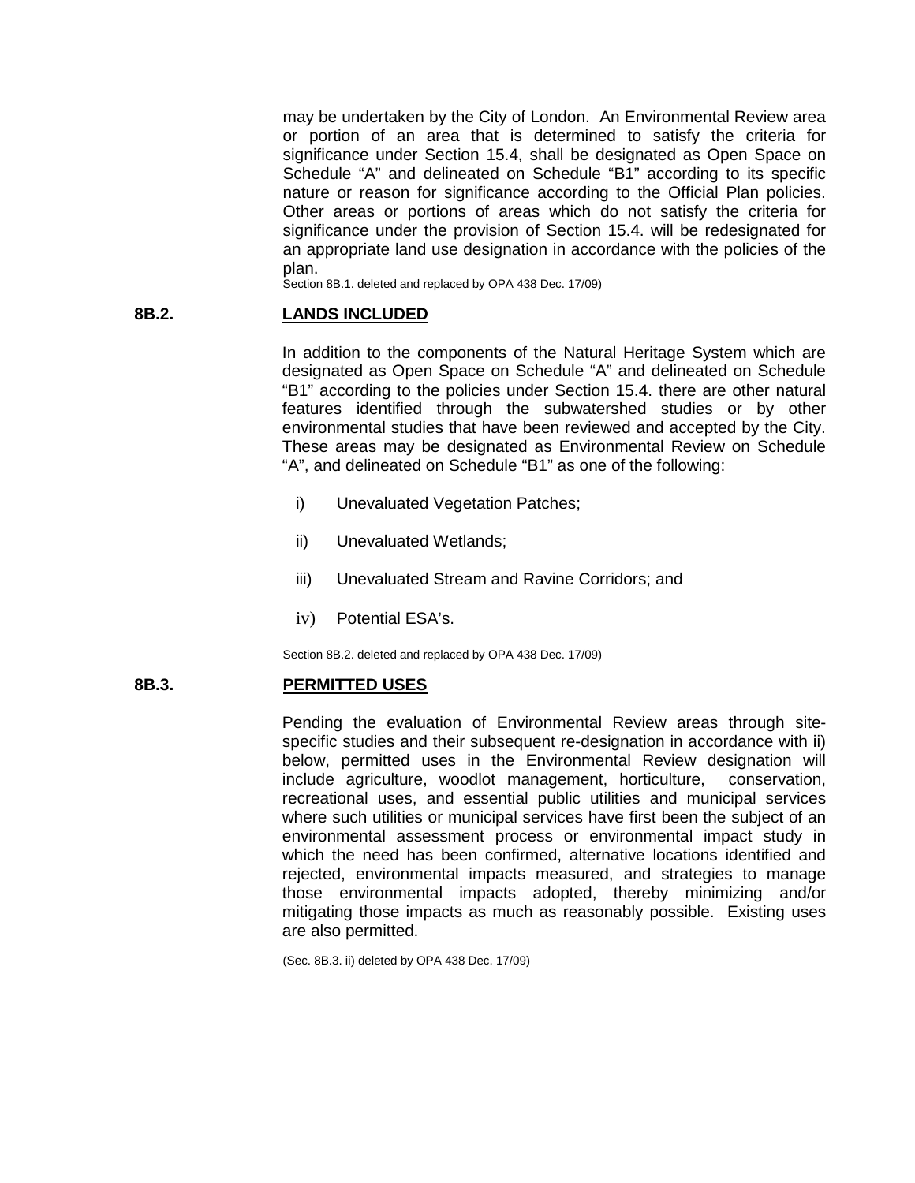may be undertaken by the City of London. An Environmental Review area or portion of an area that is determined to satisfy the criteria for significance under Section 15.4, shall be designated as Open Space on Schedule "A" and delineated on Schedule "B1" according to its specific nature or reason for significance according to the Official Plan policies. Other areas or portions of areas which do not satisfy the criteria for significance under the provision of Section 15.4. will be redesignated for an appropriate land use designation in accordance with the policies of the plan.

Section 8B.1. deleted and replaced by OPA 438 Dec. 17/09)

## 8B.2. LANDS INCLUDED

In addition to the components of the Natural Heritage System which are designated as Open Space on Schedule "A" and delineated on Schedule "B1" according to the policies under Section 15.4. there are other natural features identified through the subwatershed studies or by other environmental studies that have been reviewed and accepted by the City. These areas may be designated as Environmental Review on Schedule "A", and delineated on Schedule "B1" as one of the following:

i) Unevaluated Vegetation Patches;

ii) Unevaluated Wetlands;

iii) Unevaluated Stream and Ravine Corridors; and

iv) Potential ESA's.

Section 8B.2. deleted and replaced by OPA 438 Dec. 17/09)

## 8B.3. PERMITTED USES

Pending the evaluation of Environmental Review areas through site-specific studies and their subsequent re-designation in accordance with ii) below, permitted uses in the Environmental Review designation will include agriculture, woodlot management, horticulture, conservation, recreational uses, and essential public utilities and municipal services where such utilities or municipal services have first been the subject of an environmental assessment process or environmental impact study in which the need has been confirmed, alternative locations identified and rejected, environmental impacts measured, and strategies to manage those environmental impacts adopted, thereby minimizing and/or mitigating those impacts as much as reasonably possible. Existing uses are also permitted.

(Sec. 8B.3. ii) deleted by OPA 438 Dec. 17/09)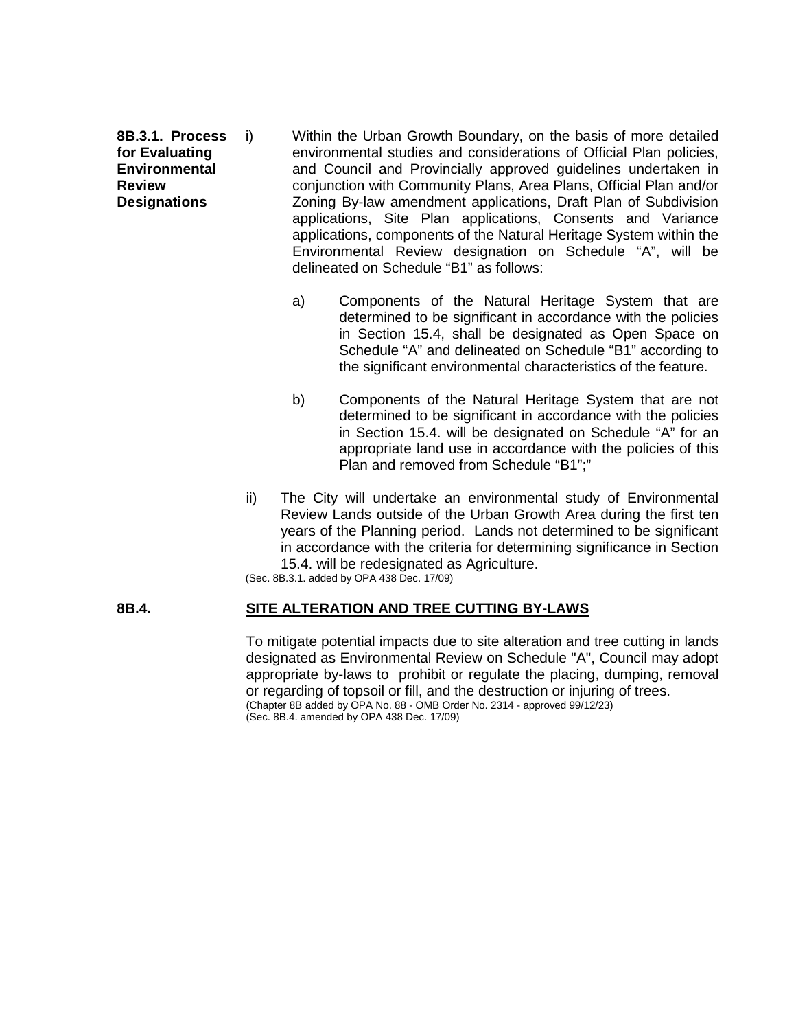**8B.3.1. Process for Evaluating Environmental Review Designations**

i) Within the Urban Growth Boundary, on the basis of more detailed environmental studies and considerations of Official Plan policies, and Council and Provincially approved guidelines undertaken in conjunction with Community Plans, Area Plans, Official Plan and/or Zoning By-law amendment applications, Draft Plan of Subdivision applications, Site Plan applications, Consents and Variance applications, components of the Natural Heritage System within the Environmental Review designation on Schedule "A", will be delineated on Schedule "B1" as follows:

a) Components of the Natural Heritage System that are determined to be significant in accordance with the policies in Section 15.4, shall be designated as Open Space on Schedule "A" and delineated on Schedule "B1" according to the significant environmental characteristics of the feature.

b) Components of the Natural Heritage System that are not determined to be significant in accordance with the policies in Section 15.4. will be designated on Schedule "A" for an appropriate land use in accordance with the policies of this Plan and removed from Schedule "B1";"

ii) The City will undertake an environmental study of Environmental Review Lands outside of the Urban Growth Area during the first ten years of the Planning period. Lands not determined to be significant in accordance with the criteria for determining significance in Section 15.4. will be redesignated as Agriculture.

(Sec. 8B.3.1. added by OPA 438 Dec. 17/09)

## 8B.4. SITE ALTERATION AND TREE CUTTING BY-LAWS

To mitigate potential impacts due to site alteration and tree cutting in lands designated as Environmental Review on Schedule "A", Council may adopt appropriate by-laws to prohibit or regulate the placing, dumping, removal or regarding of topsoil or fill, and the destruction or injuring of trees.

(Chapter 8B added by OPA No. 88 - OMB Order No. 2314 - approved 99/12/23)
(Sec. 8B.4. amended by OPA 438 Dec. 17/09)